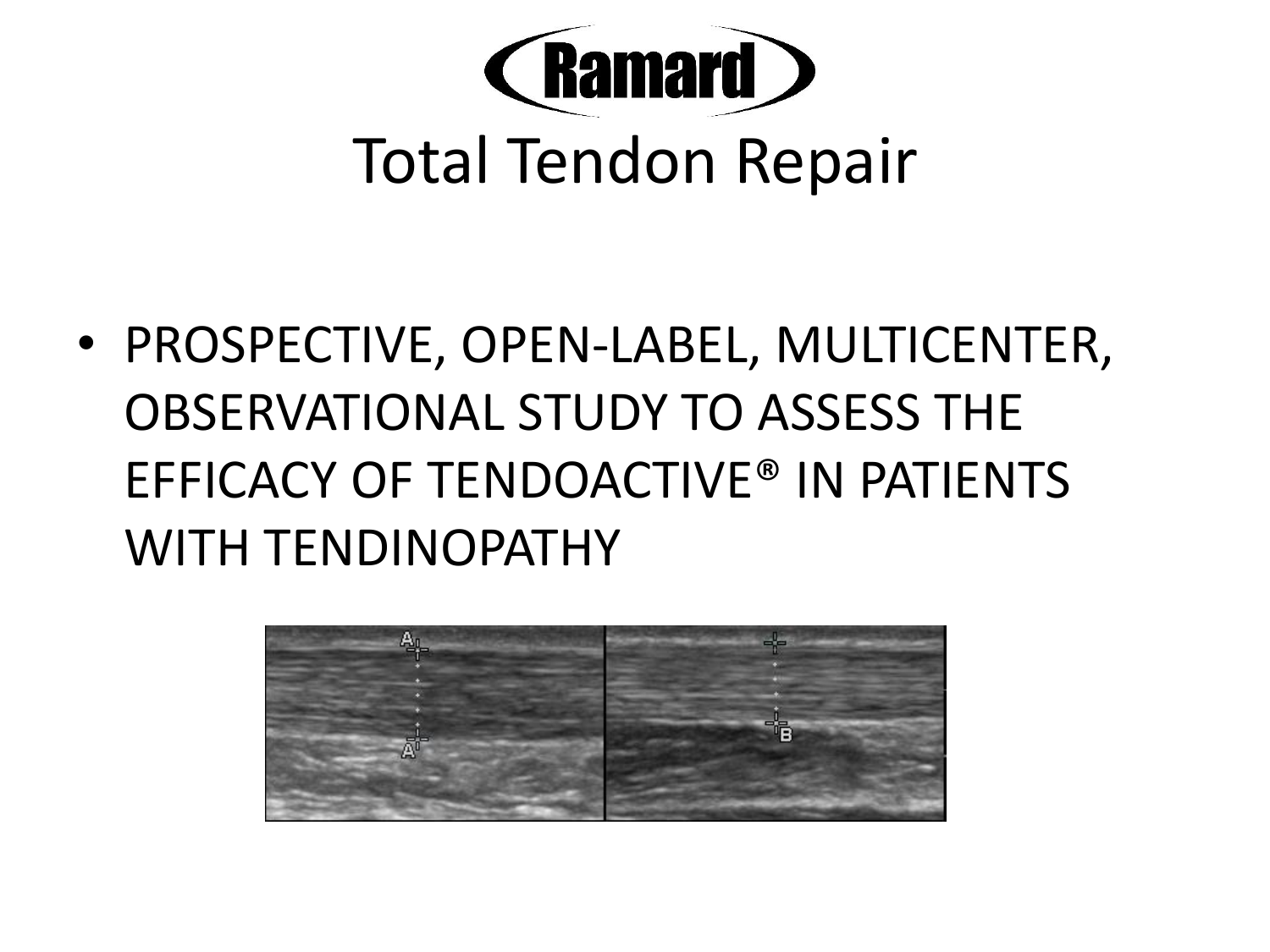# Ramard

# Total Tendon Repair

- PROSPECTIVE, OPEN-LABEL, MULTICENTER, OBSERVATIONAL STUDY TO ASSESS THE EFFICACY OF TENDOACTIVE® IN PATIENTS WITH TENDINOPATHY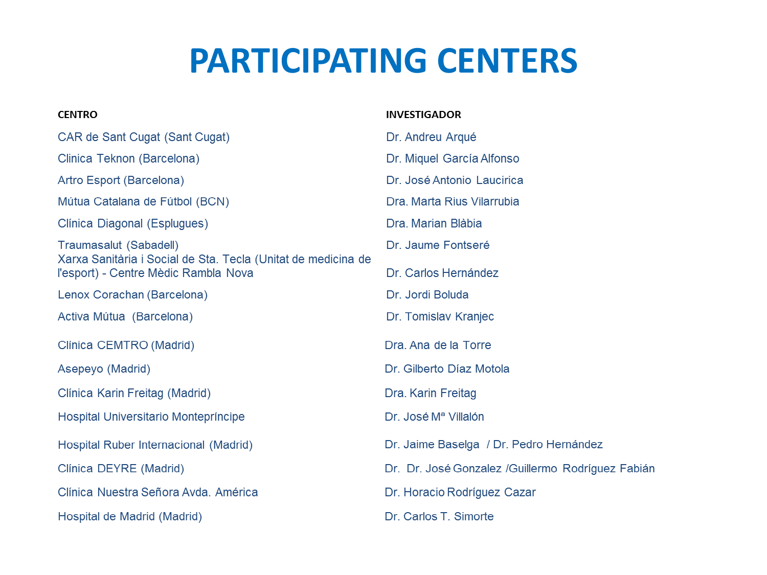# PARTICIPATING CENTERS

| CENTRO | INVESTIGADOR |
| --- | --- |
| CAR de Sant Cugat (Sant Cugat) | Dr. Andreu Arqué |
| Clinica Teknon (Barcelona) | Dr. Miquel García Alfonso |
| Artro Esport (Barcelona) | Dr. José Antonio Laucirica |
| Mútua Catalana de Fútbol (BCN) | Dra. Marta Rius Vilarrubia |
| Clínica Diagonal (Esplugues) | Dra. Marian Blàbia |
| Traumasalut (Sabadell) | Dr. Jaume Fontseré |
| Xarxa Sanitària i Social de Sta. Tecla (Unitat de medicina de l'esport) - Centre Mèdic Rambla Nova | Dr. Carlos Hernández |
| Lenox Corachan (Barcelona) | Dr. Jordi Boluda |
| Activa Mútua (Barcelona) | Dr. Tomislav Kranjec |
| Clínica CEMTRO (Madrid) | Dra. Ana de la Torre |
| Asepeyo (Madrid) | Dr. Gilberto Díaz Motola |
| Clínica Karin Freitag (Madrid) | Dra. Karin Freitag |
| Hospital Universitario Montepríncipe | Dr. José Mª Villalón |
| Hospital Ruber Internacional (Madrid) | Dr. Jaime Baselga / Dr. Pedro Hernández |
| Clínica DEYRE (Madrid) | Dr. Dr. José Gonzalez /Guillermo Rodríguez Fabián |
| Clínica Nuestra Señora Avda. América | Dr. Horacio Rodríguez Cazar |
| Hospital de Madrid (Madrid) | Dr. Carlos T. Simorte |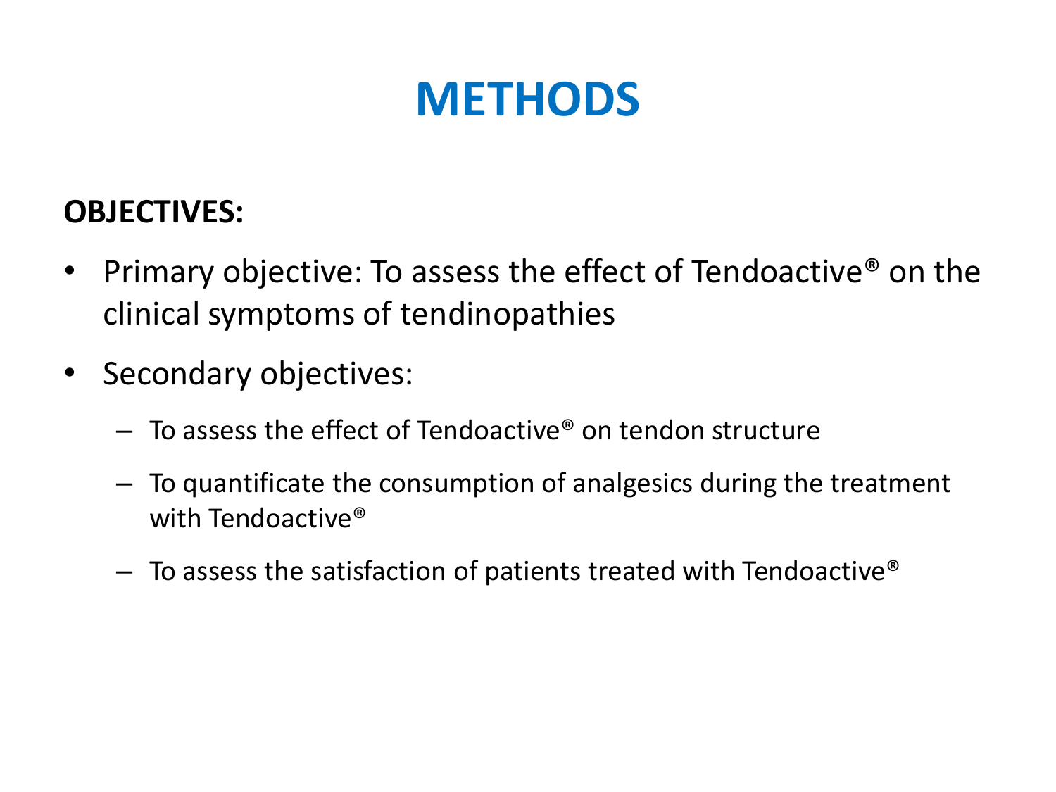# METHODS

**OBJECTIVES:**

- Primary objective: To assess the effect of Tendoactive® on the clinical symptoms of tendinopathies
- Secondary objectives:
  - To assess the effect of Tendoactive® on tendon structure
  - To quantificate the consumption of analgesics during the treatment with Tendoactive®
  - To assess the satisfaction of patients treated with Tendoactive®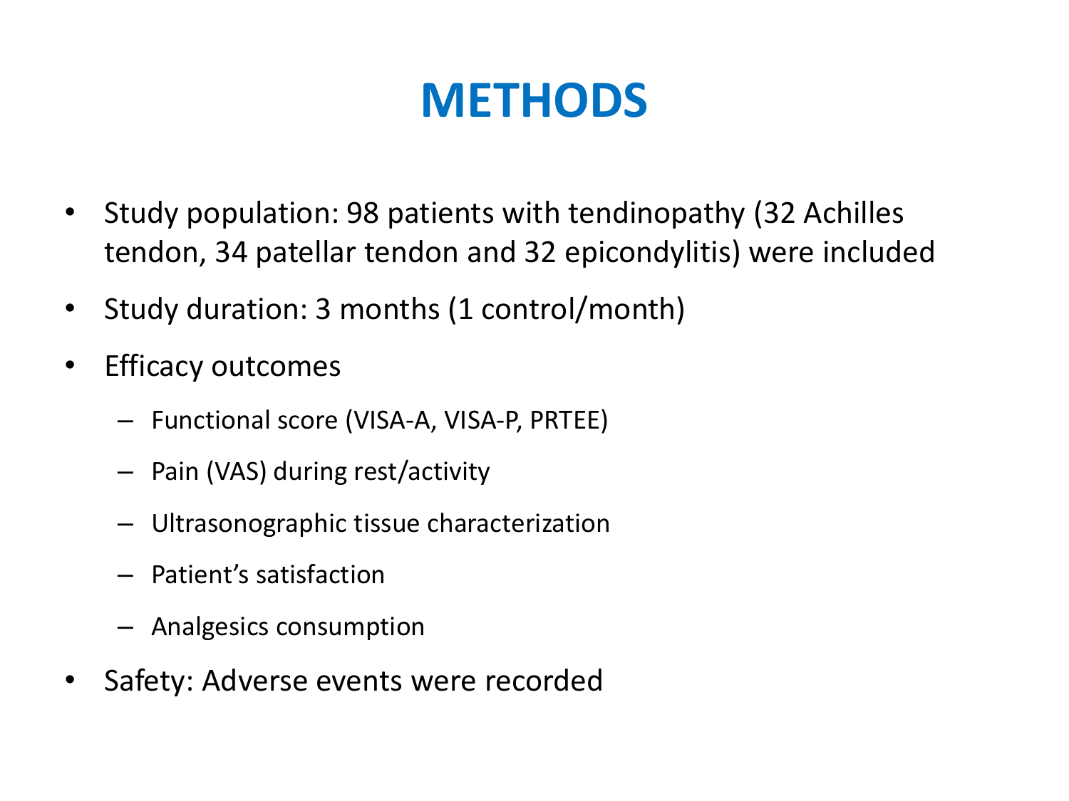# METHODS

- Study population: 98 patients with tendinopathy (32 Achilles tendon, 34 patellar tendon and 32 epicondylitis) were included
- Study duration: 3 months (1 control/month)
- Efficacy outcomes
  - Functional score (VISA-A, VISA-P, PRTEE)
  - Pain (VAS) during rest/activity
  - Ultrasonographic tissue characterization
  - Patient's satisfaction
  - Analgesics consumption
- Safety: Adverse events were recorded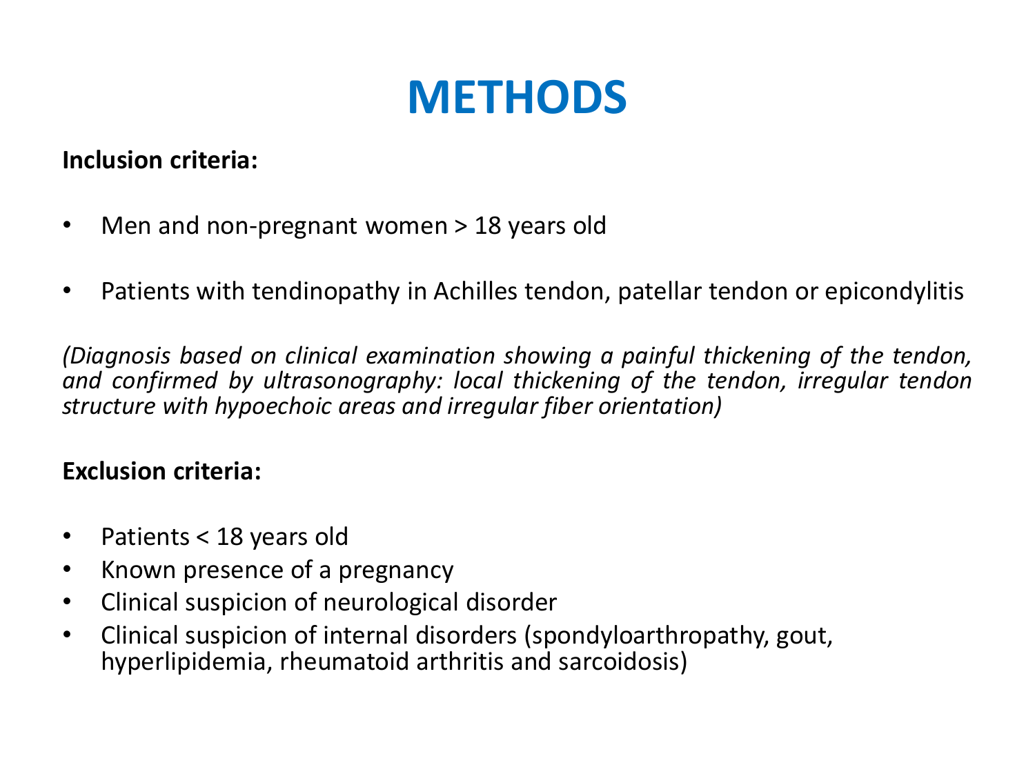# METHODS

**Inclusion criteria:**

- Men and non-pregnant women > 18 years old
- Patients with tendinopathy in Achilles tendon, patellar tendon or epicondylitis

*(Diagnosis based on clinical examination showing a painful thickening of the tendon, and confirmed by ultrasonography: local thickening of the tendon, irregular tendon structure with hypoechoic areas and irregular fiber orientation)*

**Exclusion criteria:**

- Patients < 18 years old
- Known presence of a pregnancy
- Clinical suspicion of neurological disorder
- Clinical suspicion of internal disorders (spondyloarthropathy, gout, hyperlipidemia, rheumatoid arthritis and sarcoidosis)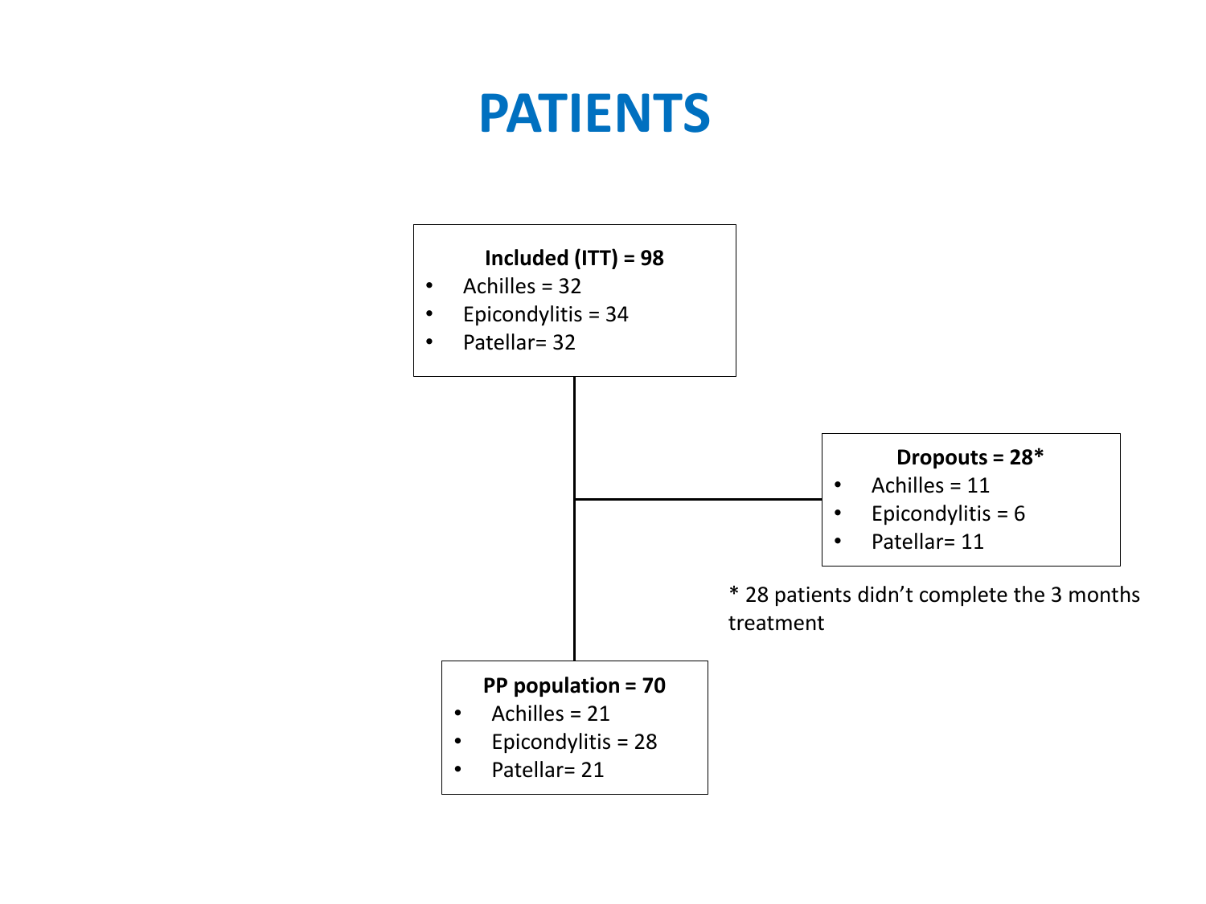# PATIENTS

**Included (ITT) = 98**

- Achilles = 32
- Epicondylitis = 34
- Patellar= 32

**Dropouts = 28***

- Achilles = 11
- Epicondylitis = 6
- Patellar= 11

* 28 patients didn’t complete the 3 months treatment

**PP population = 70**

- Achilles = 21
- Epicondylitis = 28
- Patellar= 21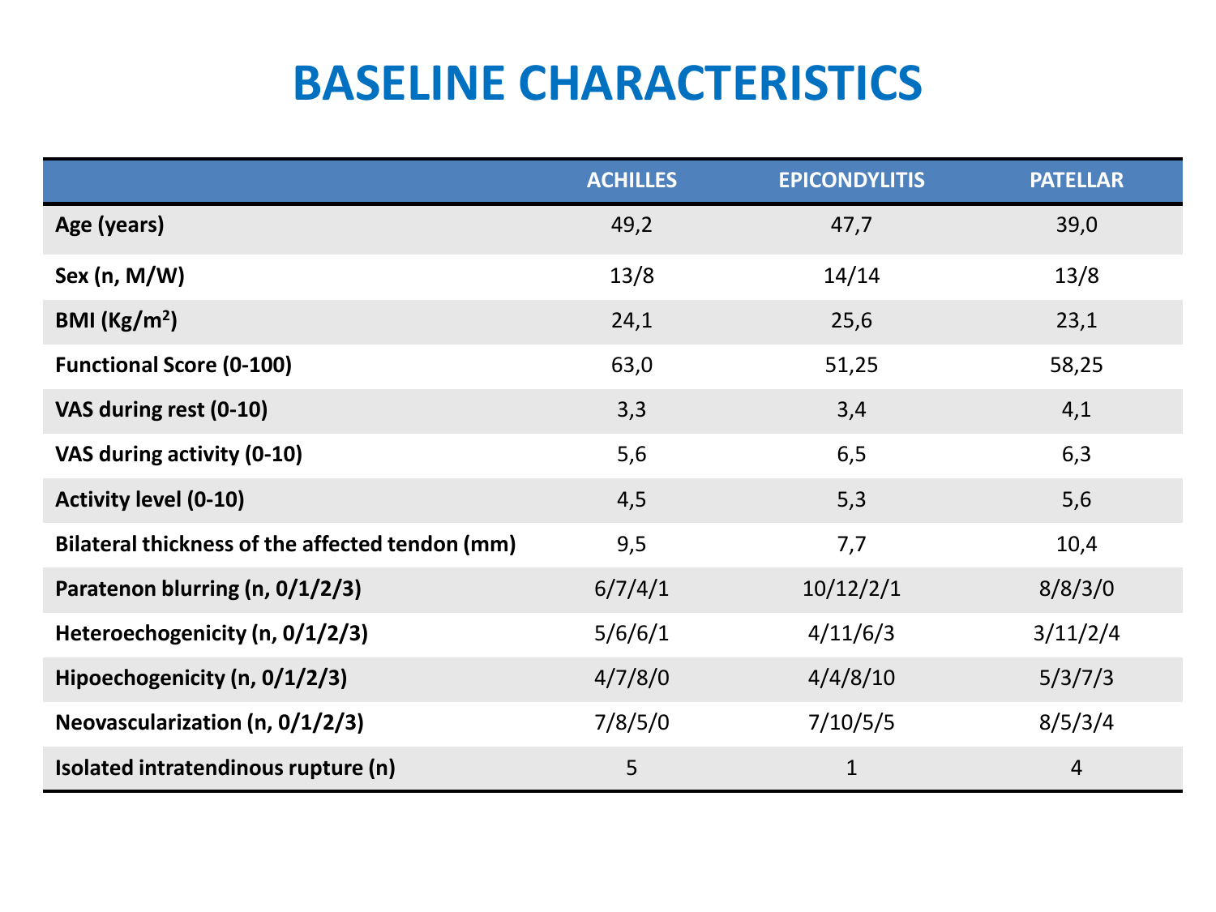# BASELINE CHARACTERISTICS

| | ACHILLES | EPICONDYLITIS | PATELLAR |
|---|---|---|---|
| **Age (years)** | 49,2 | 47,7 | 39,0 |
| **Sex (n, M/W)** | 13/8 | 14/14 | 13/8 |
| **BMI (Kg/m²)** | 24,1 | 25,6 | 23,1 |
| **Functional Score (0-100)** | 63,0 | 51,25 | 58,25 |
| **VAS during rest (0-10)** | 3,3 | 3,4 | 4,1 |
| **VAS during activity (0-10)** | 5,6 | 6,5 | 6,3 |
| **Activity level (0-10)** | 4,5 | 5,3 | 5,6 |
| **Bilateral thickness of the affected tendon (mm)** | 9,5 | 7,7 | 10,4 |
| **Paratenon blurring (n, 0/1/2/3)** | 6/7/4/1 | 10/12/2/1 | 8/8/3/0 |
| **Heteroechogenicity (n, 0/1/2/3)** | 5/6/6/1 | 4/11/6/3 | 3/11/2/4 |
| **Hipoechogenicity (n, 0/1/2/3)** | 4/7/8/0 | 4/4/8/10 | 5/3/7/3 |
| **Neovascularization (n, 0/1/2/3)** | 7/8/5/0 | 7/10/5/5 | 8/5/3/4 |
| **Isolated intratendinous rupture (n)** | 5 | 1 | 4 |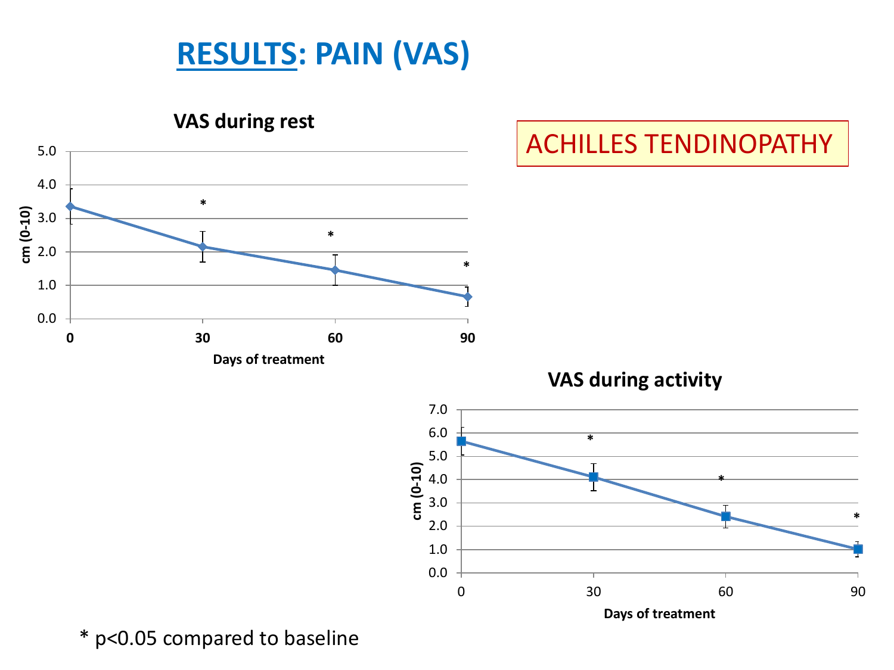# RESULTS: PAIN (VAS)

ACHILLES TENDINOPATHY

**VAS during rest**

cm (0-10) vs. Days of treatment (0, 30, 60, 90)

**VAS during activity**

cm (0-10) vs. Days of treatment (0, 30, 60, 90)

* $p<0.05$ compared to baseline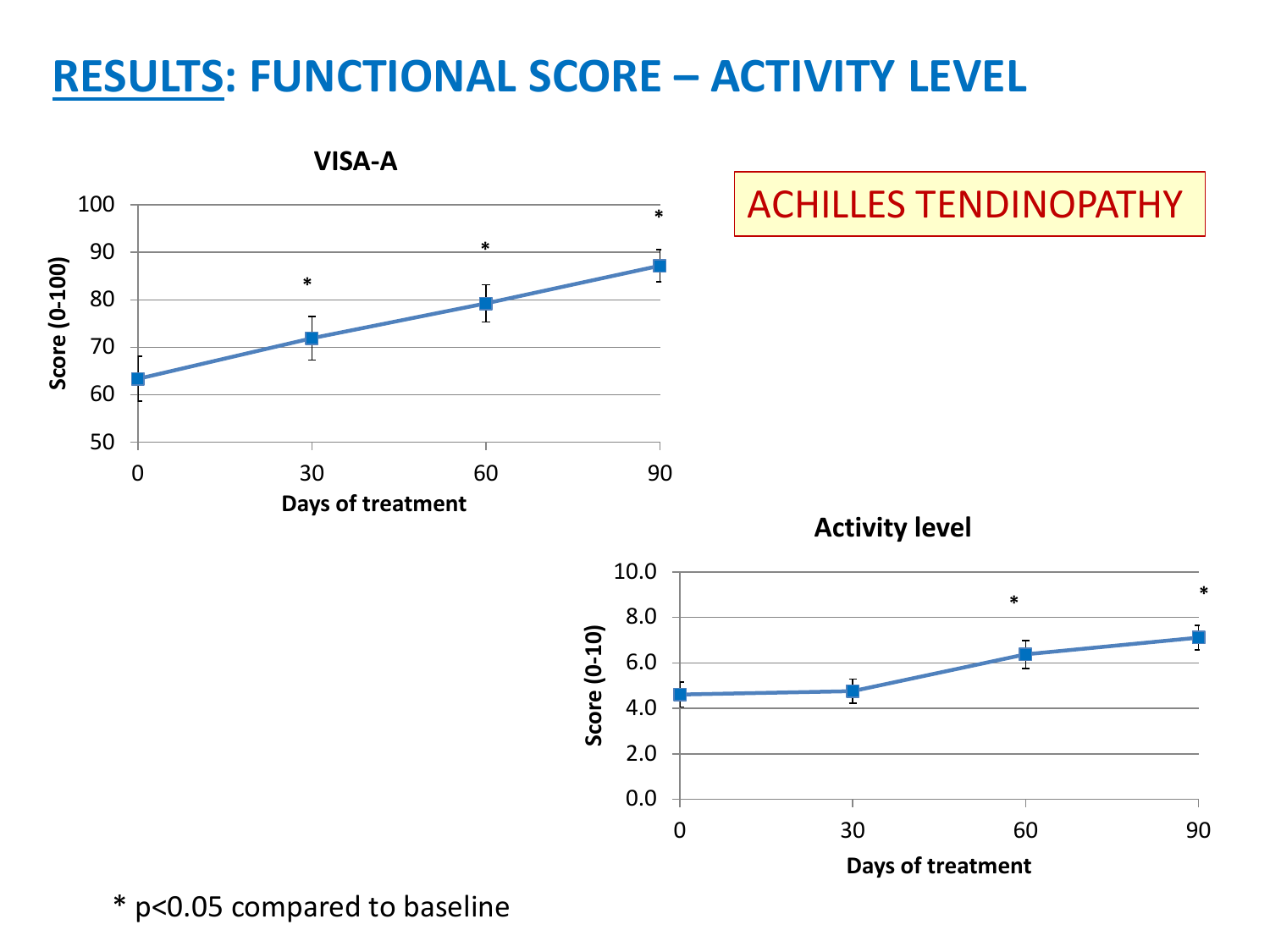# RESULTS: FUNCTIONAL SCORE – ACTIVITY LEVEL

ACHILLES TENDINOPATHY

**VISA-A**

Score (0-100)

Days of treatment: 0, 30, 60, 90

**Activity level**

Score (0-10)

Days of treatment: 0, 30, 60, 90

* $p<0.05$ compared to baseline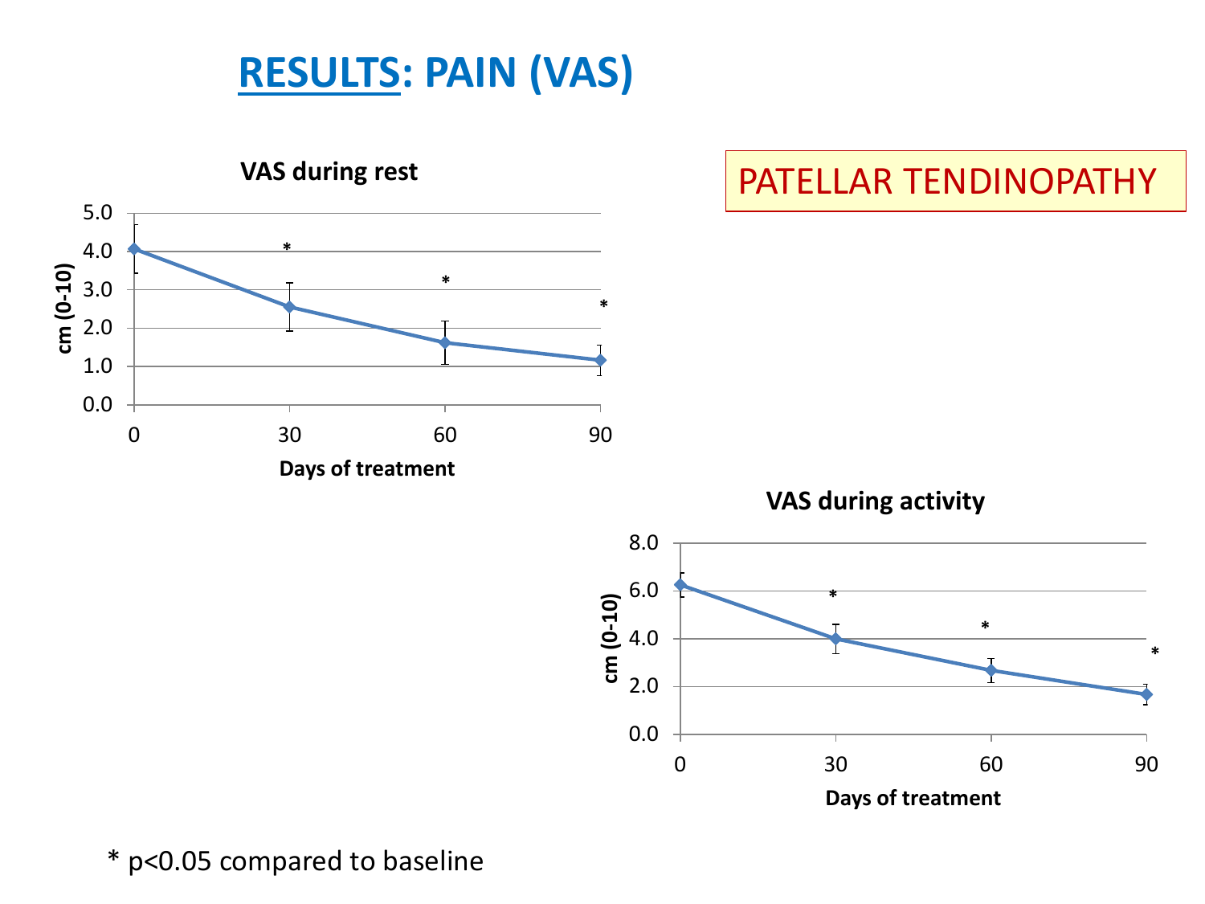# RESULTS: PAIN (VAS)

PATELLAR TENDINOPATHY

**VAS during rest**

cm (0-10)

5.0
4.0
3.0
2.0
1.0
0.0

0 30 60 90

**Days of treatment**

**VAS during activity**

cm (0-10)

8.0
6.0
4.0
2.0
0.0

0 30 60 90

**Days of treatment**

* $p<0.05$ compared to baseline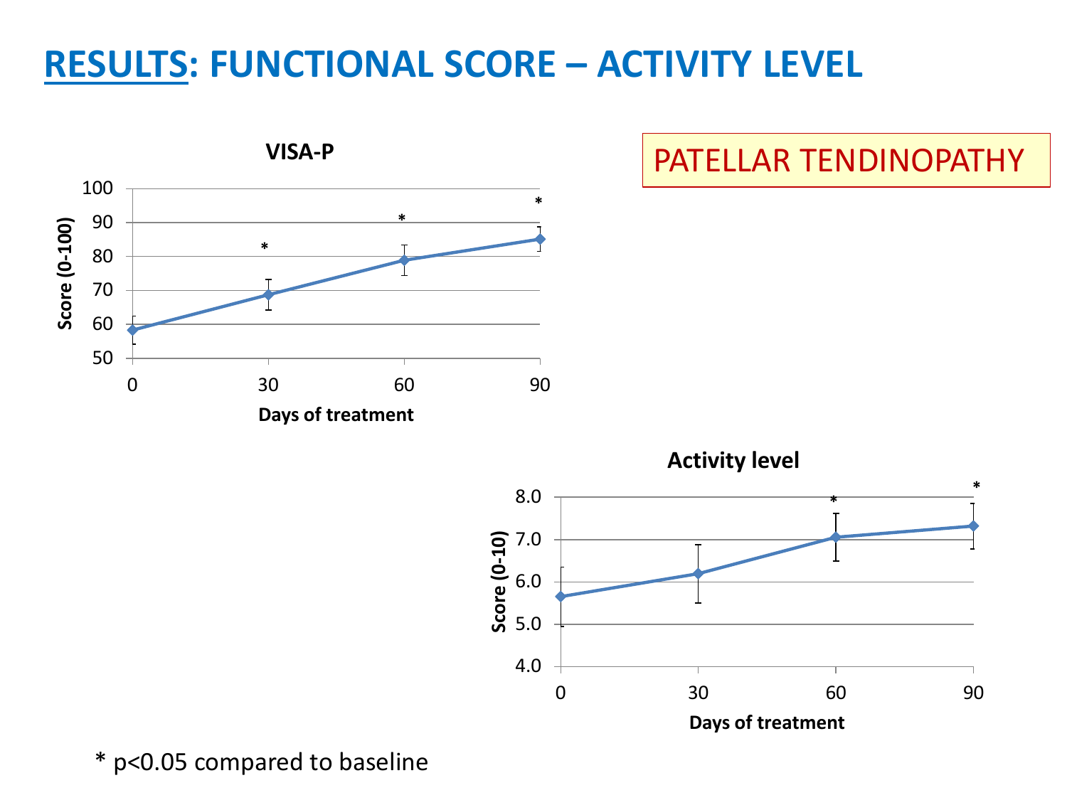# RESULTS: FUNCTIONAL SCORE – ACTIVITY LEVEL

PATELLAR TENDINOPATHY

**VISA-P**

Score (0-100)

Days of treatment: 0, 30, 60, 90

**Activity level**

Score (0-10)

Days of treatment: 0, 30, 60, 90

* $p<0.05$ compared to baseline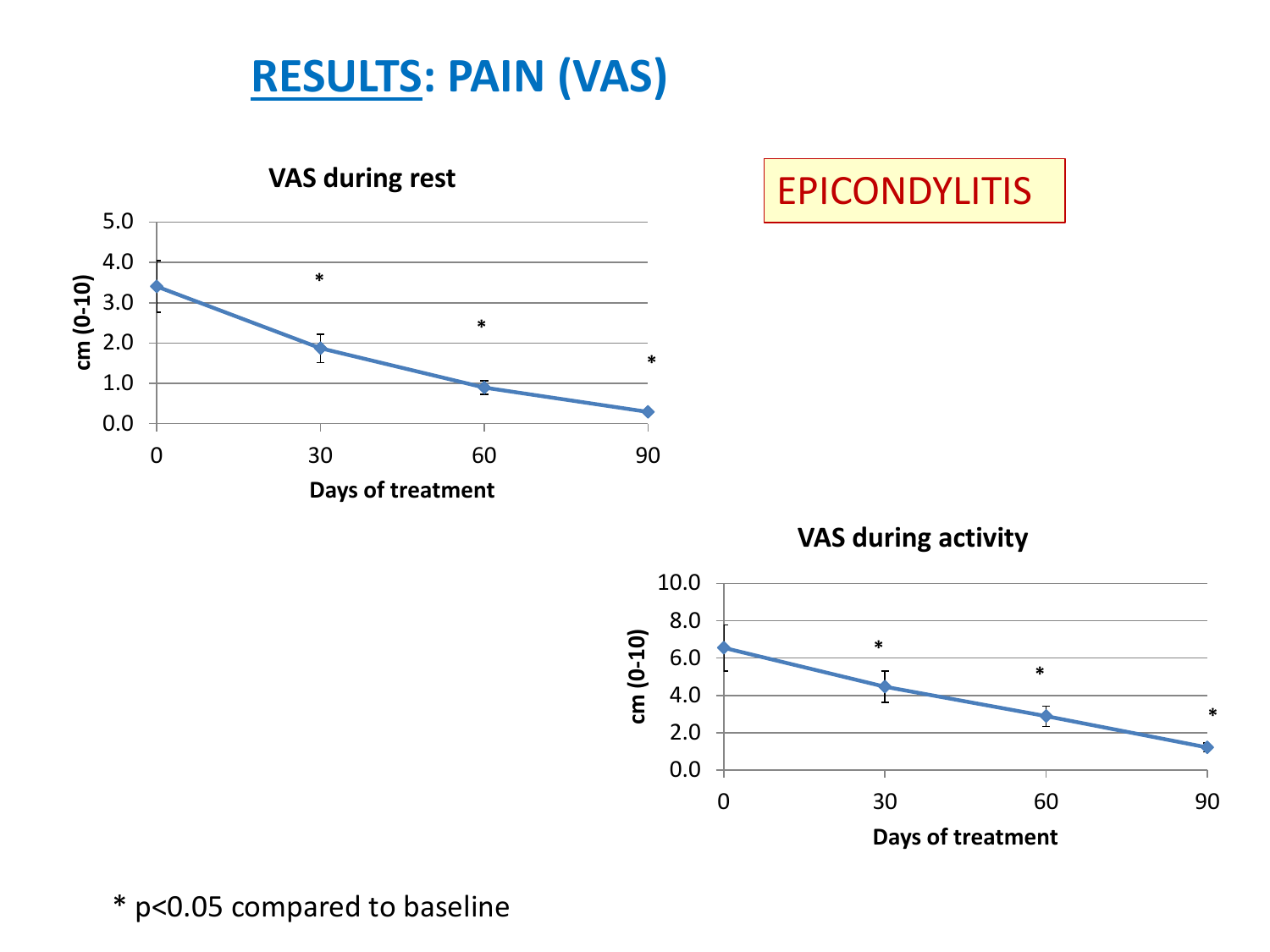# RESULTS: PAIN (VAS)

EPICONDYLITIS

**VAS during rest**

**VAS during activity**

* p<0.05 compared to baseline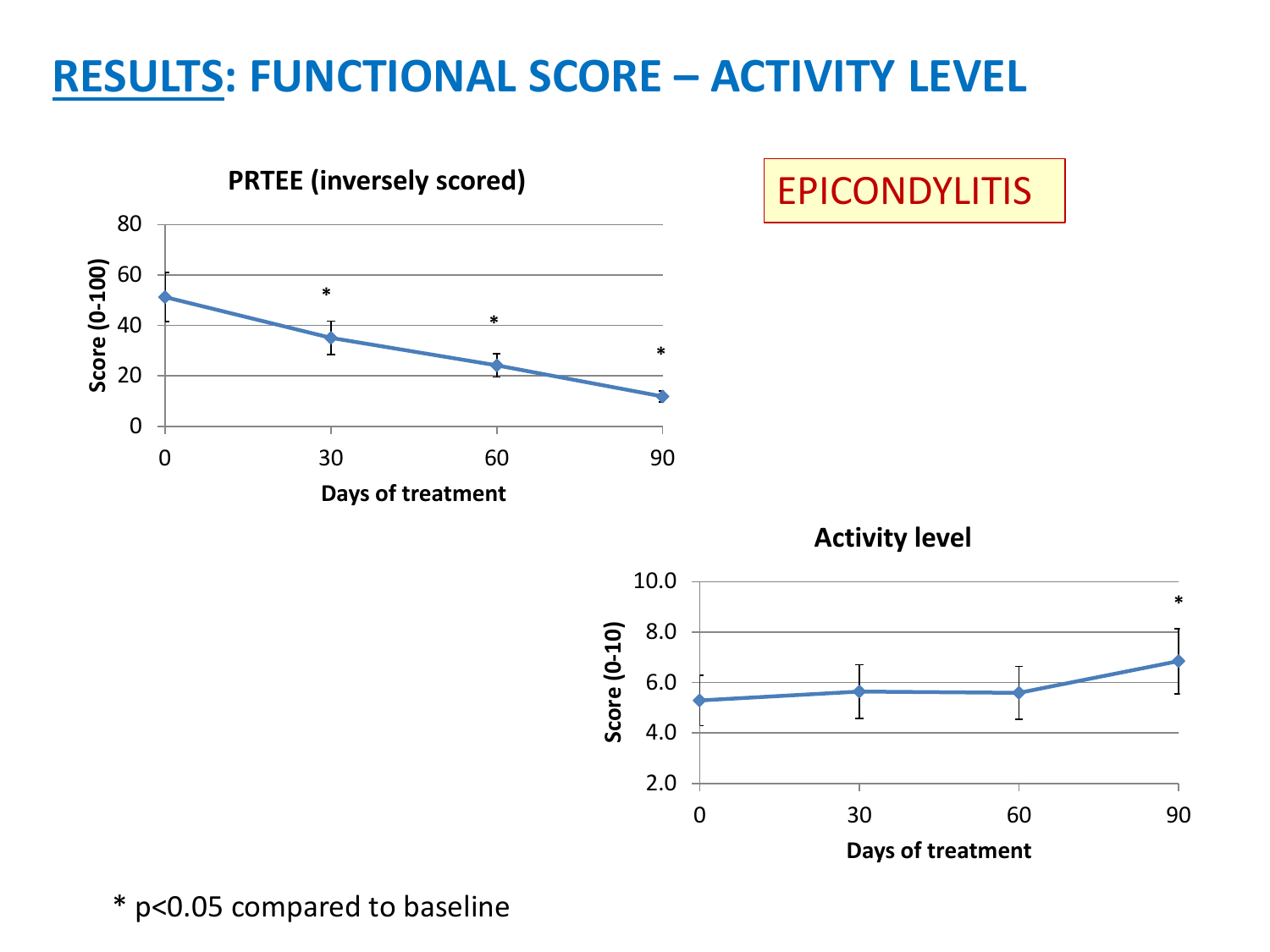# RESULTS: FUNCTIONAL SCORE – ACTIVITY LEVEL

EPICONDYLITIS

**PRTEE (inversely scored)**

Score (0-100)

Days of treatment

**Activity level**

Score (0-10)

Days of treatment

* $p<0.05$ compared to baseline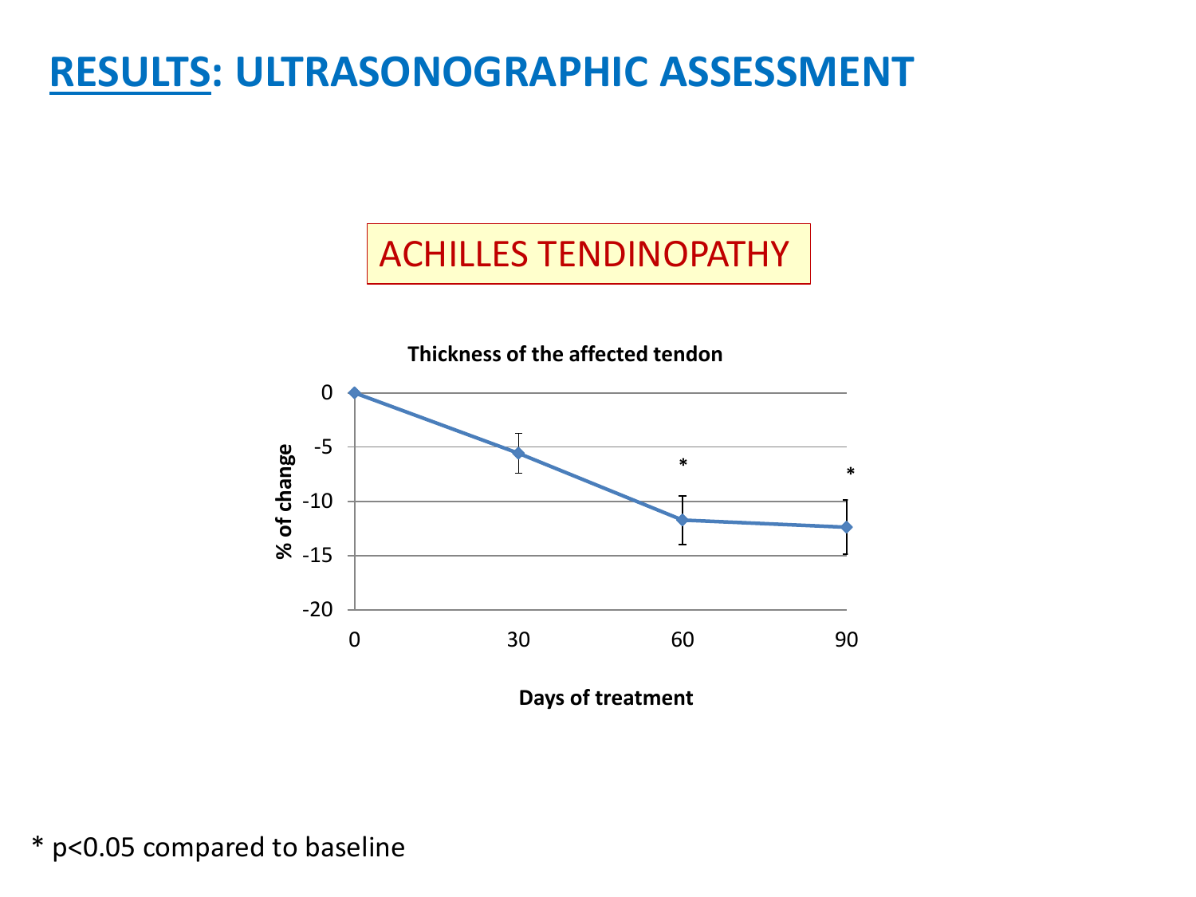# RESULTS: ULTRASONOGRAPHIC ASSESSMENT

ACHILLES TENDINOPATHY

**Thickness of the affected tendon**

| Days of treatment | % of change |
|---|---|
| 0 | 0 |
| 30 | -5.6 |
| 60 | -11.7 * |
| 90 | -12.4 * |

\* p<0.05 compared to baseline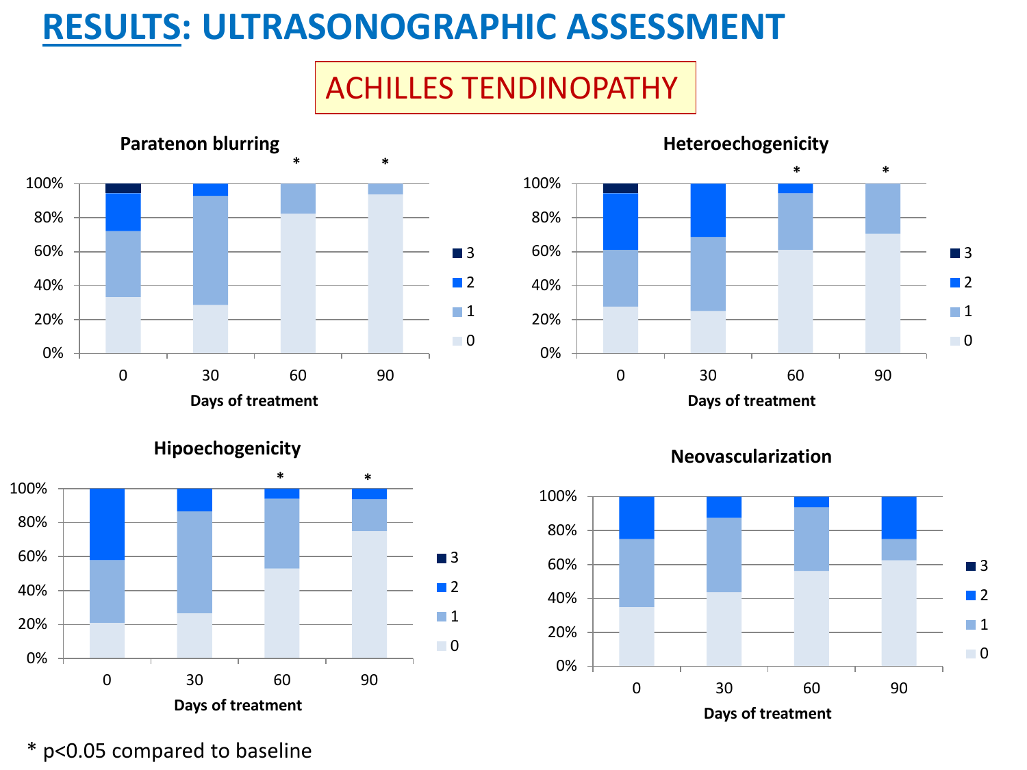# RESULTS: ULTRASONOGRAPHIC ASSESSMENT

## ACHILLES TENDINOPATHY

### Paratenon blurring

### Heteroechogenicity

### Hipoechogenicity

### Neovascularization

Legend: 3, 2, 1, 0

Days of treatment: 0, 30, 60, 90

* p<0.05 compared to baseline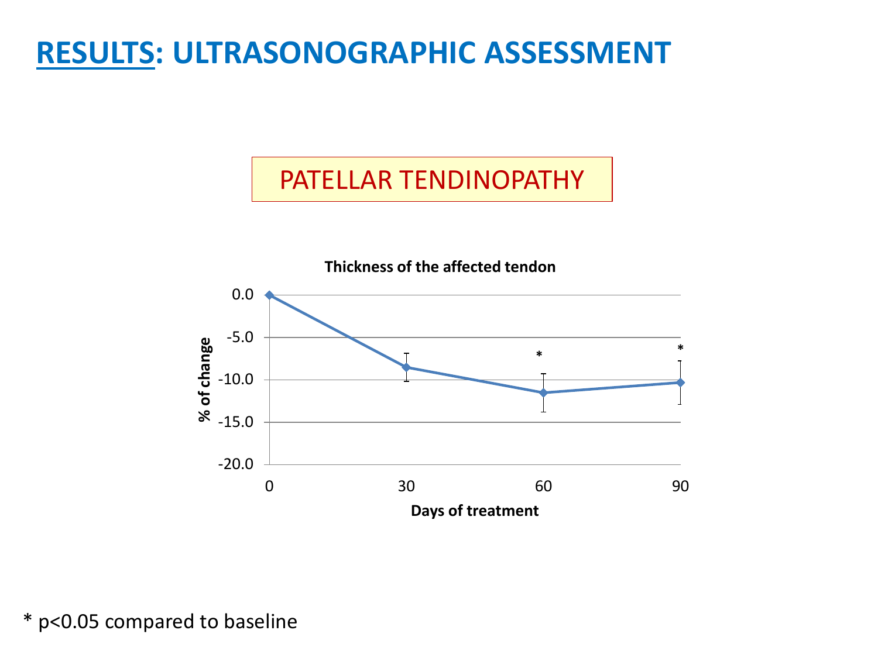# RESULTS: ULTRASONOGRAPHIC ASSESSMENT

## PATELLAR TENDINOPATHY

**Thickness of the affected tendon**

% of change: 0.0, -5.0, -10.0, -15.0, -20.0

Days of treatment: 0, 30, 60 *, 90 *

\* $p<0.05$ compared to baseline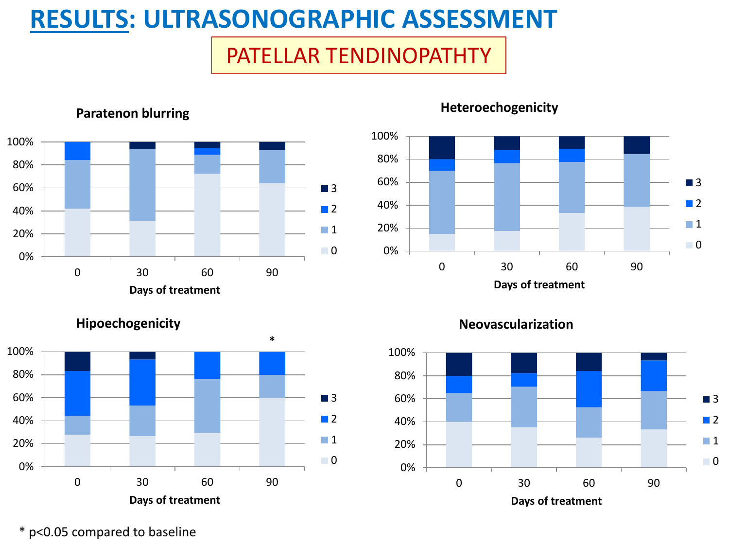# RESULTS: ULTRASONOGRAPHIC ASSESSMENT

## PATELLAR TENDINOPATHTY

### Paratenon blurring

### Heteroechogenicity

### Hipoechogenicity

### Neovascularization

Days of treatment: 0, 30, 60, 90

Legend: 3, 2, 1, 0

* p<0.05 compared to baseline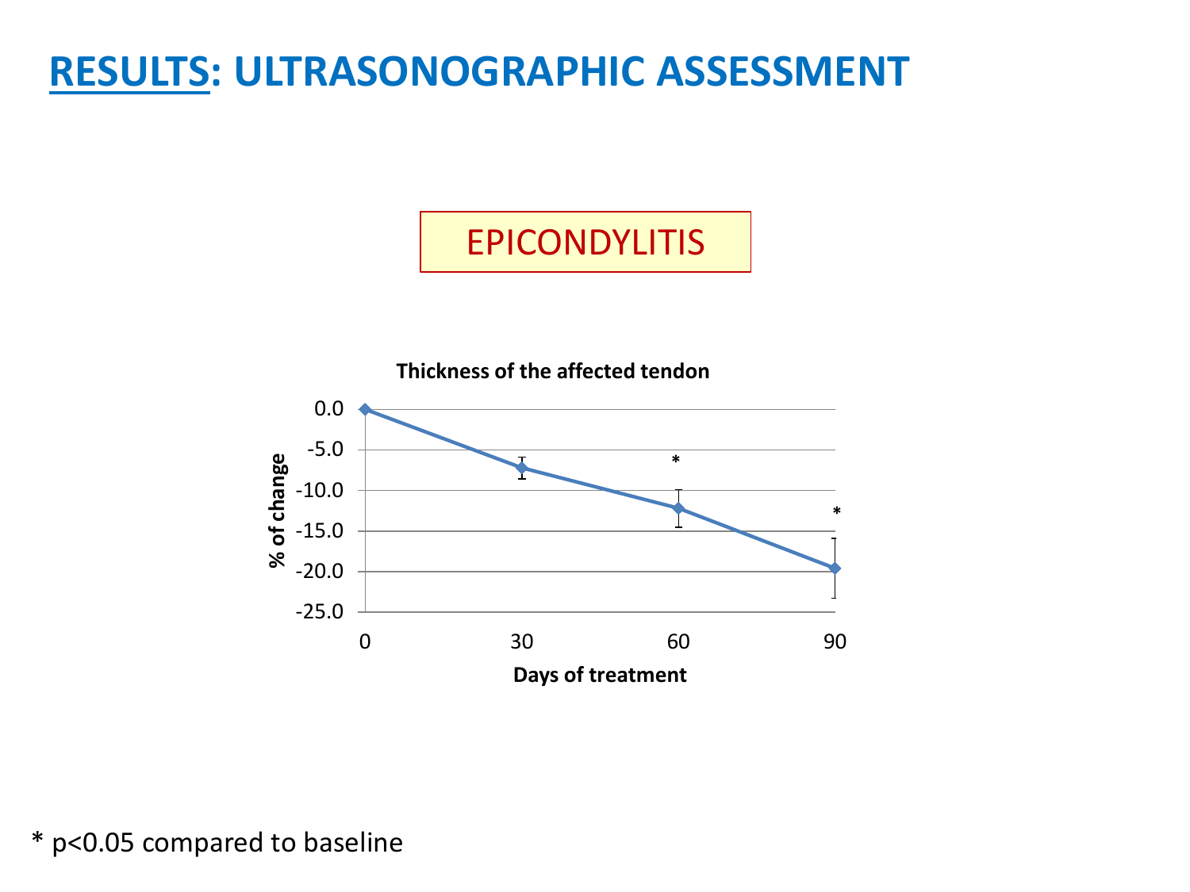# RESULTS: ULTRASONOGRAPHIC ASSESSMENT

EPICONDYLITIS

**Thickness of the affected tendon**

% of change: 0.0, -5.0, -10.0, -15.0, -20.0, -25.0

Days of treatment: 0, 30, 60, 90

\* p<0.05 compared to baseline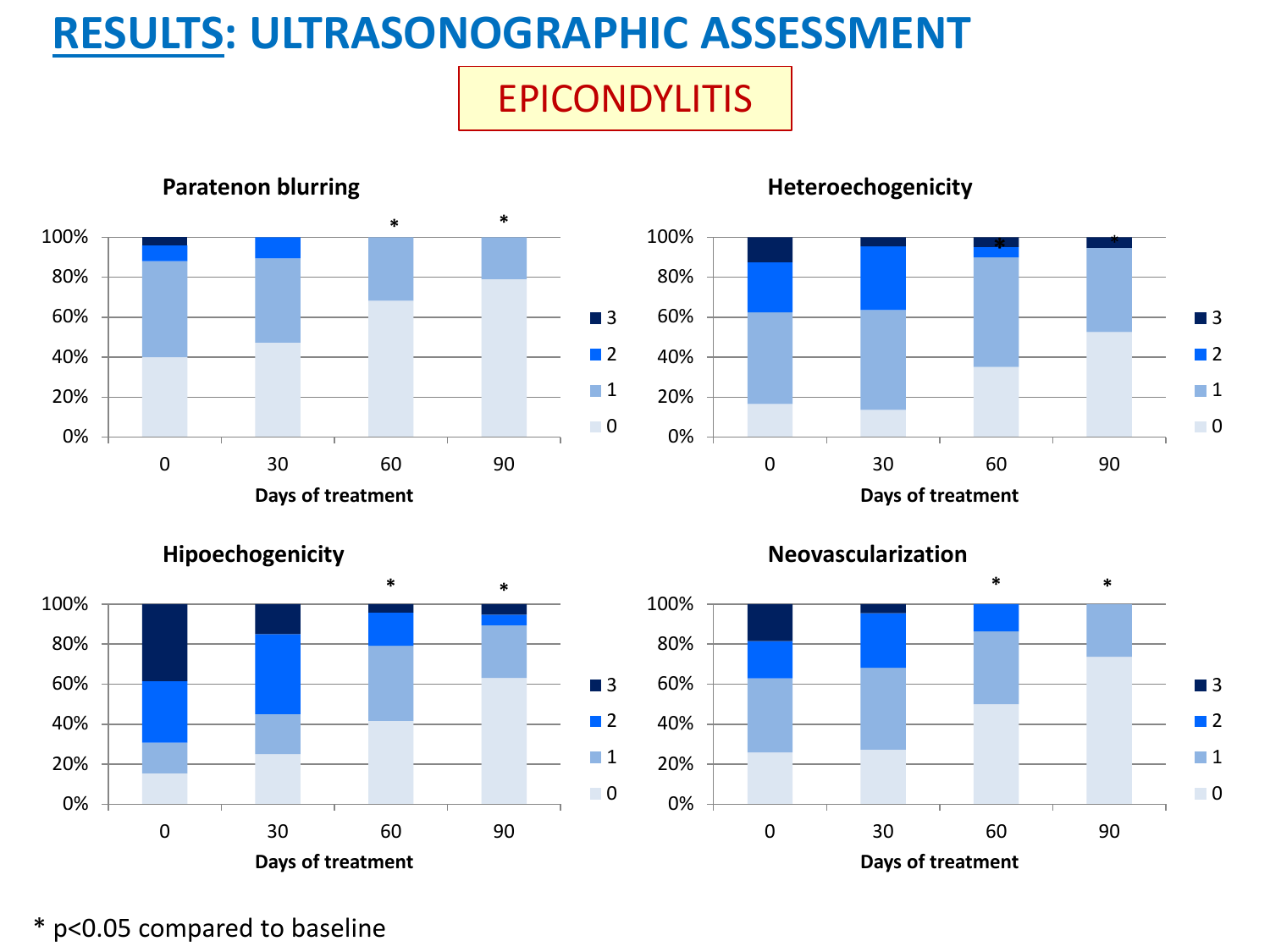# RESULTS: ULTRASONOGRAPHIC ASSESSMENT

## EPICONDYLITIS

**Paratenon blurring**

**Heteroechogenicity**

**Hipoechogenicity**

**Neovascularization**

Days of treatment: 0, 30, 60, 90

Legend: 3, 2, 1, 0

* p<0.05 compared to baseline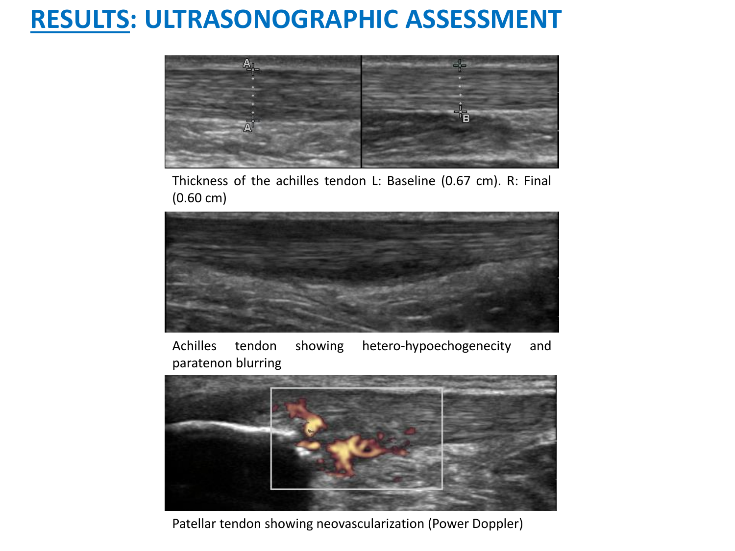# RESULTS: ULTRASONOGRAPHIC ASSESSMENT

Thickness of the achilles tendon L: Baseline (0.67 cm). R: Final (0.60 cm)

Achilles tendon showing hetero-hypoechogenecity and paratenon blurring

Patellar tendon showing neovascularization (Power Doppler)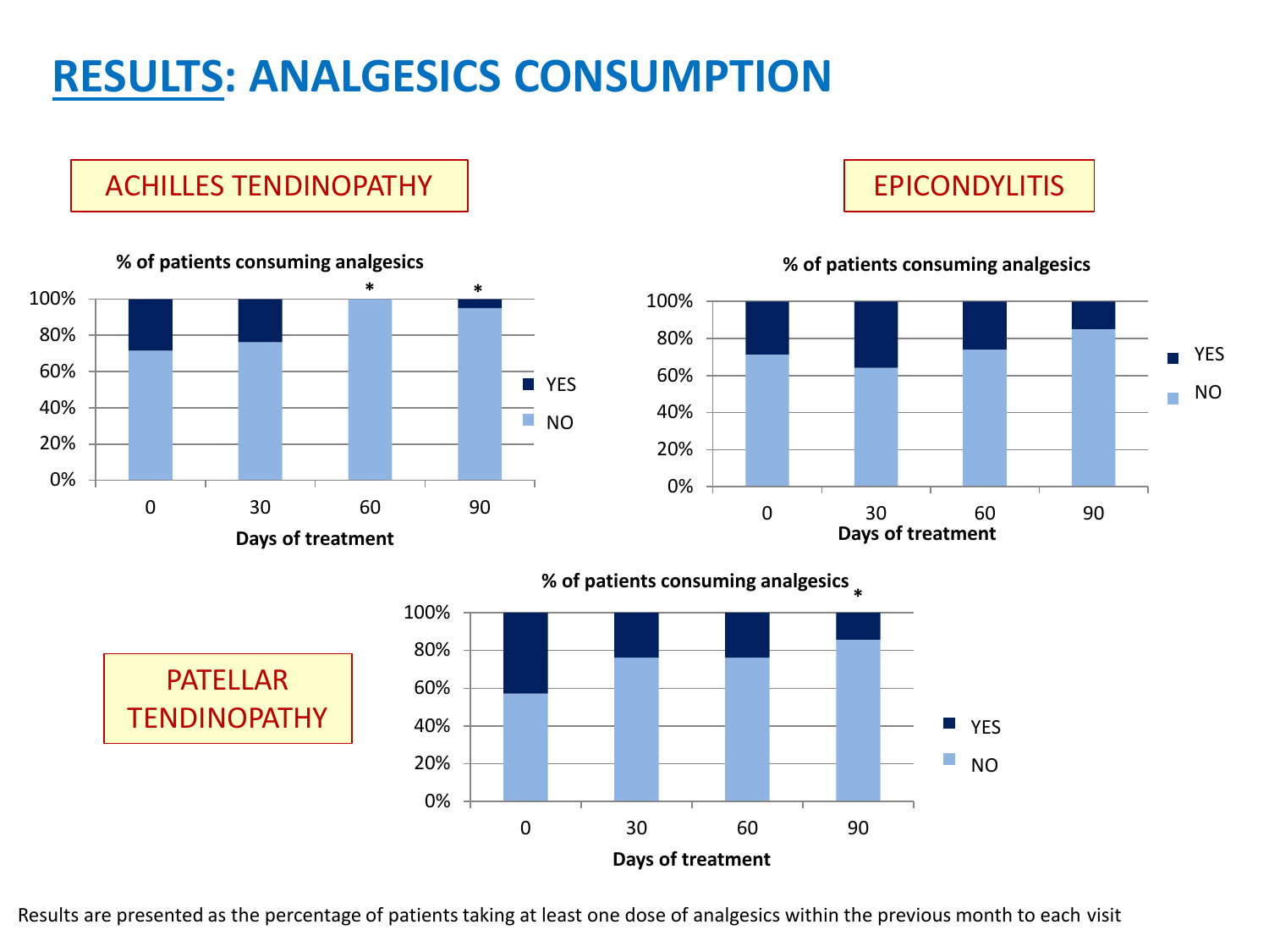# RESULTS: ANALGESICS CONSUMPTION

## ACHILLES TENDINOPATHY

**% of patients consuming analgesics**

100%
80%
60%
40%
20%
0%

0 30 60* 90*

**Days of treatment**

YES
NO

## EPICONDYLITIS

**% of patients consuming analgesics**

100%
80%
60%
40%
20%
0%

0 30 60 90

**Days of treatment**

YES
NO

## PATELLAR TENDINOPATHY

**% of patients consuming analgesics**

100%
80%
60%
40%
20%
0%

0 30 60 90*

**Days of treatment**

YES
NO

Results are presented as the percentage of patients taking at least one dose of analgesics within the previous month to each visit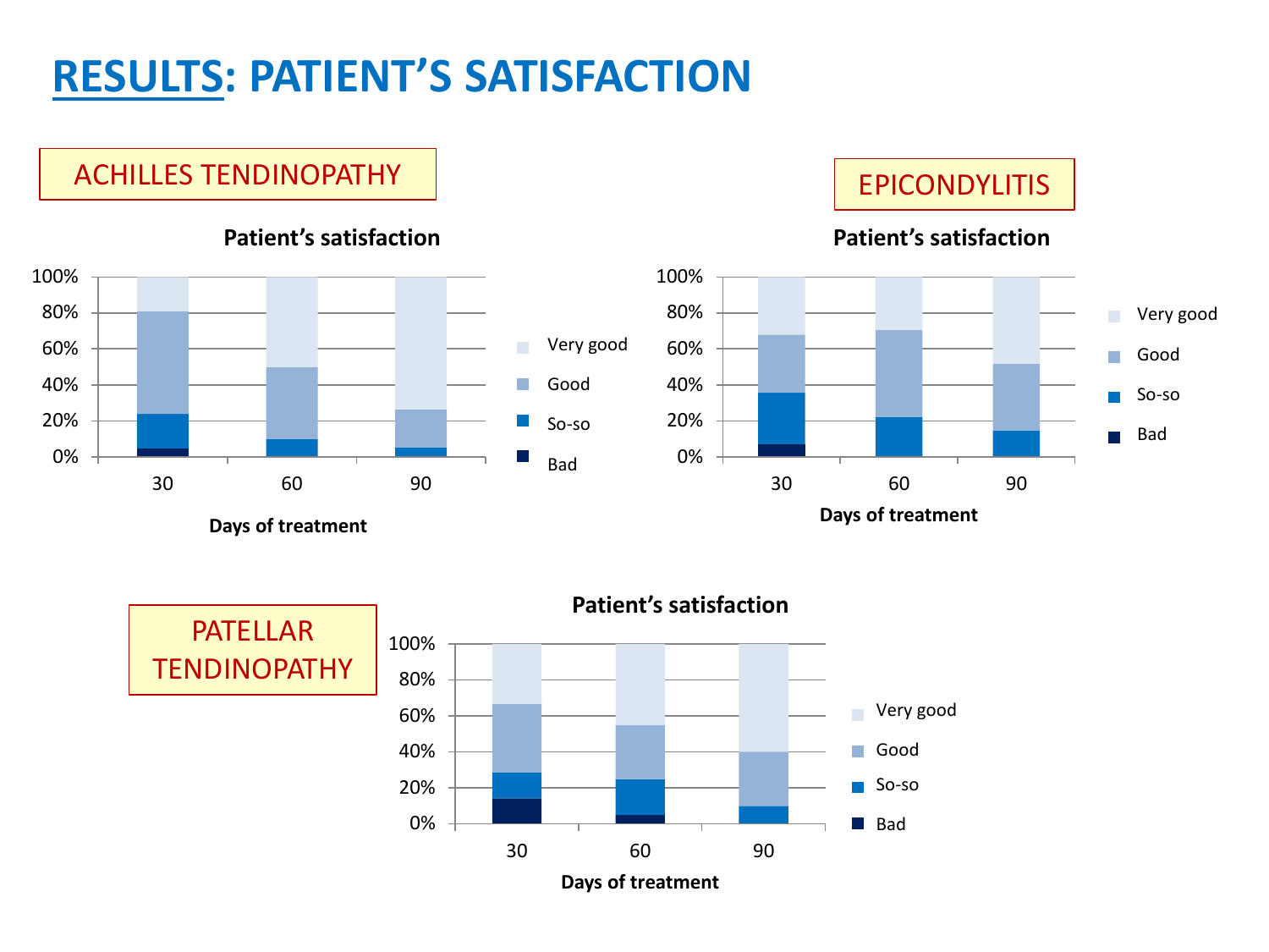# RESULTS: PATIENT'S SATISFACTION

## ACHILLES TENDINOPATHY

**Patient's satisfaction**

Legend: Very good, Good, So-so, Bad

Y-axis: 0%, 20%, 40%, 60%, 80%, 100%

X-axis: 30, 60, 90

**Days of treatment**

## EPICONDYLITIS

**Patient's satisfaction**

Legend: Very good, Good, So-so, Bad

Y-axis: 0%, 20%, 40%, 60%, 80%, 100%

X-axis: 30, 60, 90

**Days of treatment**

## PATELLAR TENDINOPATHY

**Patient's satisfaction**

Legend: Very good, Good, So-so, Bad

Y-axis: 0%, 20%, 40%, 60%, 80%, 100%

X-axis: 30, 60, 90

**Days of treatment**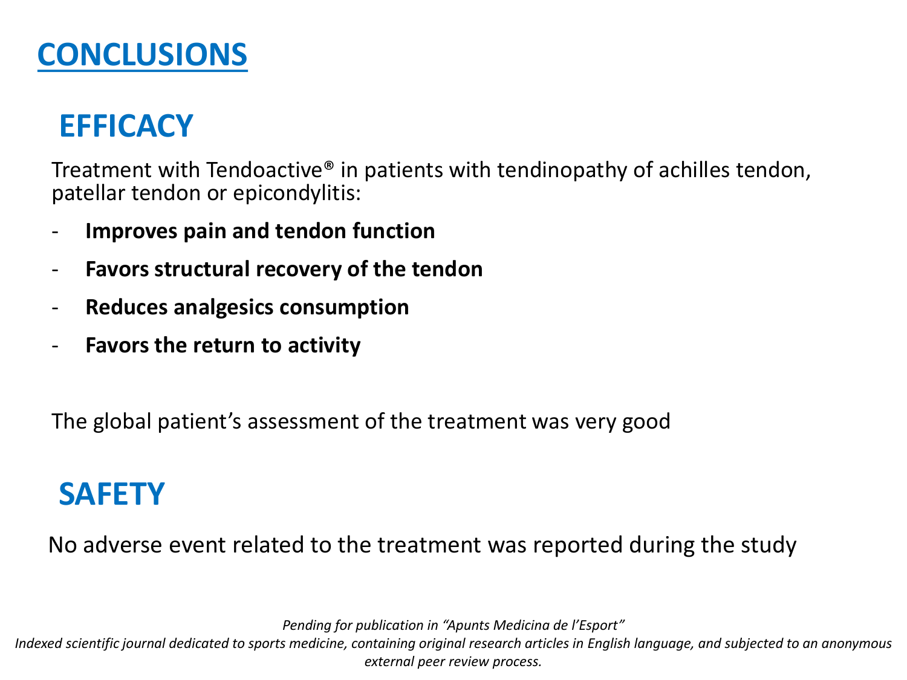# CONCLUSIONS

## EFFICACY

Treatment with Tendoactive® in patients with tendinopathy of achilles tendon, patellar tendon or epicondylitis:

- **Improves pain and tendon function**
- **Favors structural recovery of the tendon**
- **Reduces analgesics consumption**
- **Favors the return to activity**

The global patient's assessment of the treatment was very good

## SAFETY

No adverse event related to the treatment was reported during the study

*Pending for publication in "Apunts Medicina de l'Esport"*
*Indexed scientific journal dedicated to sports medicine, containing original research articles in English language, and subjected to an anonymous external peer review process.*